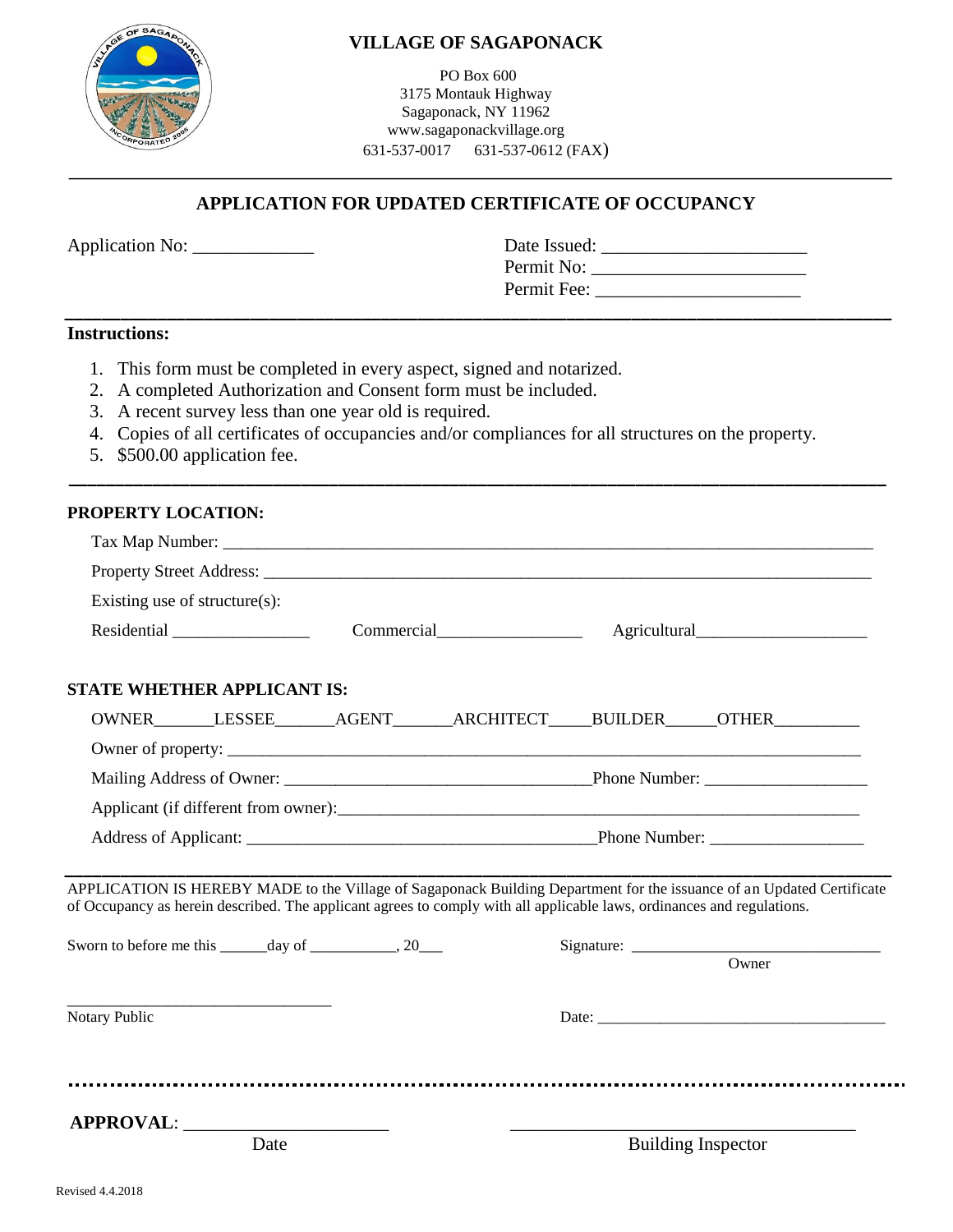# VILLAGE OF SAGAPONACK

PO Box 600
3175 Montauk Highway
Sagaponack, NY 11962
www.sagaponackvillage.org
631-537-0017 631-537-0612 (FAX)

---

## APPLICATION FOR UPDATED CERTIFICATE OF OCCUPANCY

Application No: _____________

Date Issued: ______________________
Permit No: ______________________
Permit Fee: ______________________

---

**Instructions:**

1. This form must be completed in every aspect, signed and notarized.
2. A completed Authorization and Consent form must be included.
3. A recent survey less than one year old is required.
4. Copies of all certificates of occupancies and/or compliances for all structures on the property.
5. $500.00 application fee.

---

**PROPERTY LOCATION:**

Tax Map Number: ___________________________________________________________________

Property Street Address: ______________________________________________________________

Existing use of structure(s):

Residential ________________ Commercial________________ Agricultural___________________

**STATE WHETHER APPLICANT IS:**

OWNER_______LESSEE_______AGENT_______ARCHITECT_____BUILDER______OTHER__________

Owner of property: ______________________________________________________________

Mailing Address of Owner: ___________________________________Phone Number: __________________

Applicant (if different from owner):__________________________________________________________

Address of Applicant: _________________________________________Phone Number: _________________

---

APPLICATION IS HEREBY MADE to the Village of Sagaponack Building Department for the issuance of an Updated Certificate of Occupancy as herein described. The applicant agrees to comply with all applicable laws, ordinances and regulations.

Sworn to before me this ______day of ___________, 20___

Signature: _______________________________
Owner

_________________________________
Notary Public

Date: ____________________________________

.....................................................................................................................

**APPROVAL**: ______________________
Date

_______________________________________
Building Inspector

Revised 4.4.2018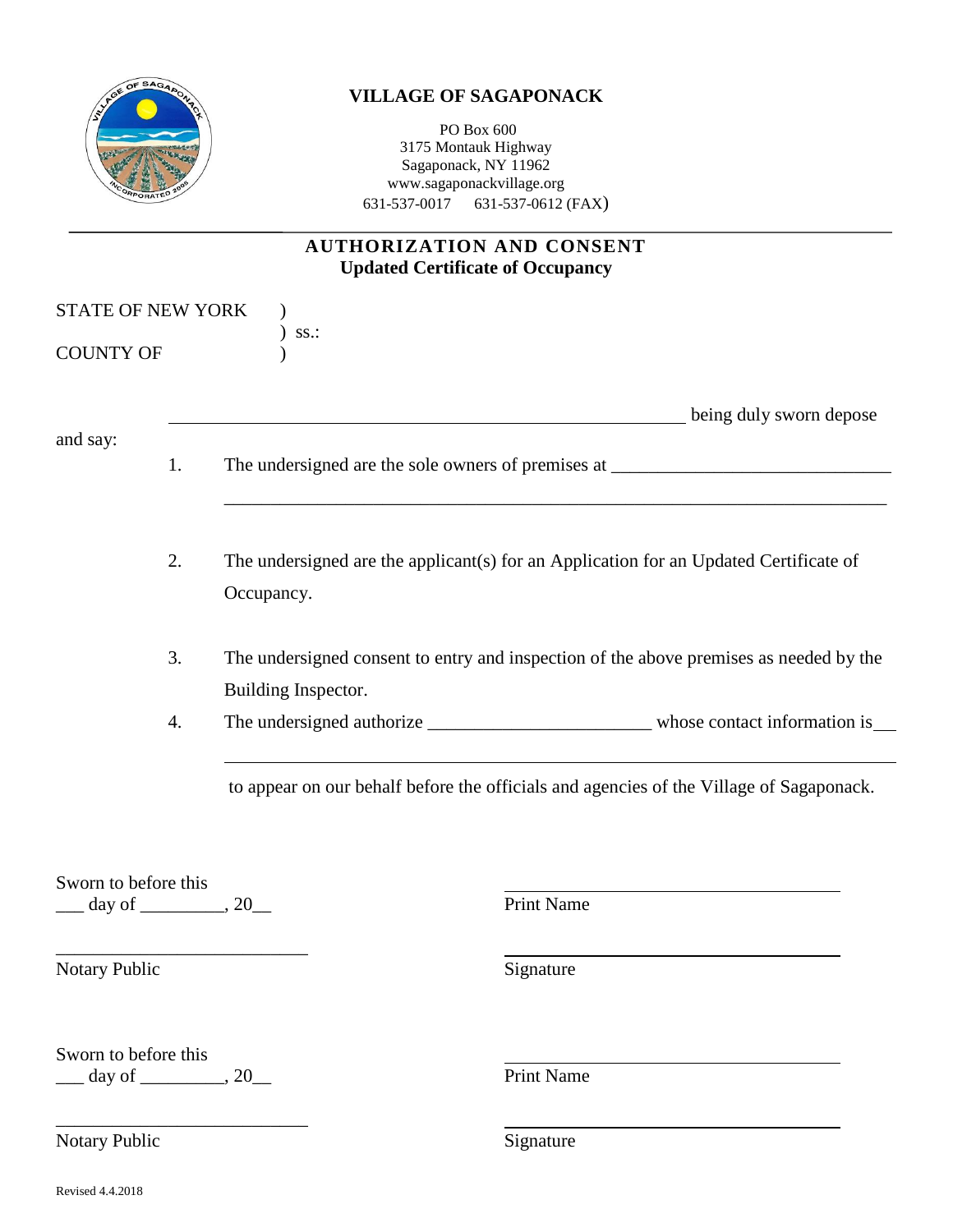# VILLAGE OF SAGAPONACK

PO Box 600
3175 Montauk Highway
Sagaponack, NY 11962
www.sagaponackvillage.org
631-537-0017 631-537-0612 (FAX)

## AUTHORIZATION AND CONSENT
### Updated Certificate of Occupancy

STATE OF NEW YORK )
) ss.:
COUNTY OF )

\_\_\_\_\_\_\_\_\_\_\_\_\_\_\_\_\_\_\_\_\_\_\_\_\_\_\_\_\_\_\_\_\_\_\_\_\_\_\_\_\_\_\_\_\_\_\_\_\_\_\_\_\_\_\_\_ being duly sworn depose and say:

1. The undersigned are the sole owners of premises at \_\_\_\_\_\_\_\_\_\_\_\_\_\_\_\_\_\_\_\_\_\_\_\_\_\_\_\_\_\_
\_\_\_\_\_\_\_\_\_\_\_\_\_\_\_\_\_\_\_\_\_\_\_\_\_\_\_\_\_\_\_\_\_\_\_\_\_\_\_\_\_\_\_\_\_\_\_\_\_\_\_\_\_\_\_\_\_\_\_\_\_\_\_\_\_\_\_\_\_\_\_\_

2. The undersigned are the applicant(s) for an Application for an Updated Certificate of Occupancy.

3. The undersigned consent to entry and inspection of the above premises as needed by the Building Inspector.

4. The undersigned authorize \_\_\_\_\_\_\_\_\_\_\_\_\_\_\_\_\_\_\_\_\_\_\_\_\_ whose contact information is\_\_\_
\_\_\_\_\_\_\_\_\_\_\_\_\_\_\_\_\_\_\_\_\_\_\_\_\_\_\_\_\_\_\_\_\_\_\_\_\_\_\_\_\_\_\_\_\_\_\_\_\_\_\_\_\_\_\_\_\_\_\_\_\_\_\_\_\_\_\_\_\_\_\_\_
to appear on our behalf before the officials and agencies of the Village of Sagaponack.

Sworn to before this
\_\_\_ day of \_\_\_\_\_\_\_\_\_, 20\_\_

\_\_\_\_\_\_\_\_\_\_\_\_\_\_\_\_\_\_\_\_\_\_\_\_\_\_\_\_
Notary Public

\_\_\_\_\_\_\_\_\_\_\_\_\_\_\_\_\_\_\_\_\_\_\_\_\_\_\_\_\_\_\_\_\_\_\_\_\_
Print Name

\_\_\_\_\_\_\_\_\_\_\_\_\_\_\_\_\_\_\_\_\_\_\_\_\_\_\_\_\_\_\_\_\_\_\_\_\_
Signature

Sworn to before this
\_\_\_ day of \_\_\_\_\_\_\_\_\_, 20\_\_

\_\_\_\_\_\_\_\_\_\_\_\_\_\_\_\_\_\_\_\_\_\_\_\_\_\_\_\_
Notary Public

\_\_\_\_\_\_\_\_\_\_\_\_\_\_\_\_\_\_\_\_\_\_\_\_\_\_\_\_\_\_\_\_\_\_\_\_\_
Print Name

\_\_\_\_\_\_\_\_\_\_\_\_\_\_\_\_\_\_\_\_\_\_\_\_\_\_\_\_\_\_\_\_\_\_\_\_\_
Signature

Revised 4.4.2018